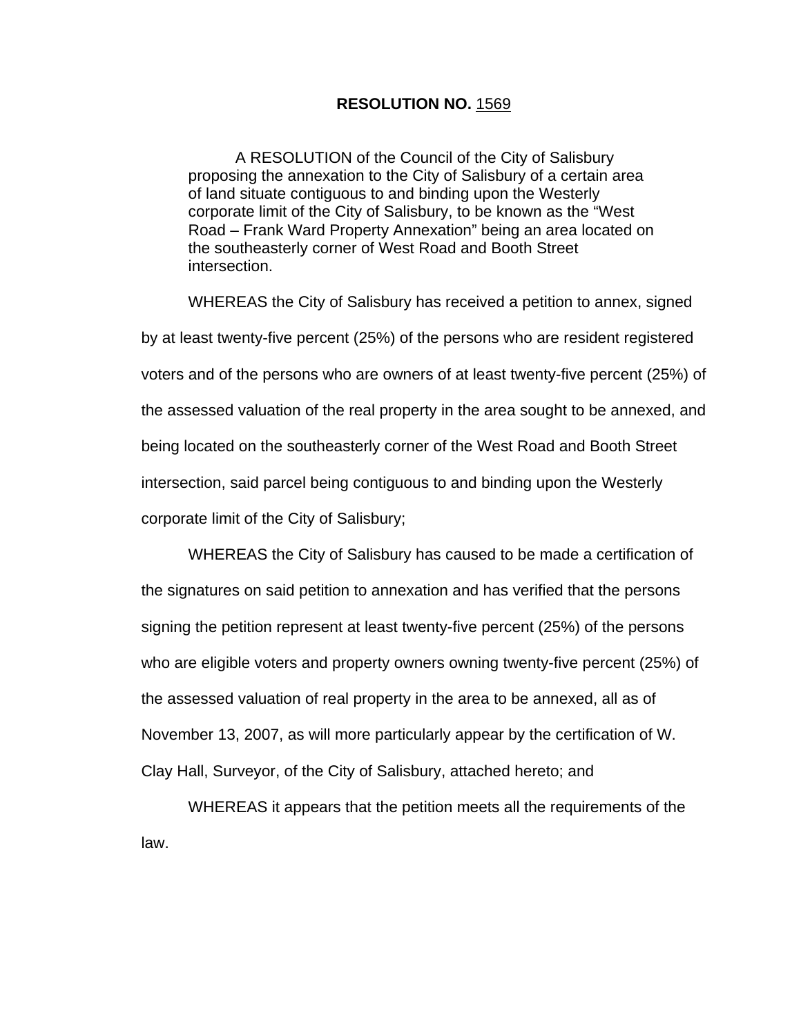**RESOLUTION NO.** 1569

A RESOLUTION of the Council of the City of Salisbury proposing the annexation to the City of Salisbury of a certain area of land situate contiguous to and binding upon the Westerly corporate limit of the City of Salisbury, to be known as the "West Road – Frank Ward Property Annexation" being an area located on the southeasterly corner of West Road and Booth Street intersection.

WHEREAS the City of Salisbury has received a petition to annex, signed by at least twenty-five percent (25%) of the persons who are resident registered voters and of the persons who are owners of at least twenty-five percent (25%) of the assessed valuation of the real property in the area sought to be annexed, and being located on the southeasterly corner of the West Road and Booth Street intersection, said parcel being contiguous to and binding upon the Westerly corporate limit of the City of Salisbury;

WHEREAS the City of Salisbury has caused to be made a certification of the signatures on said petition to annexation and has verified that the persons signing the petition represent at least twenty-five percent (25%) of the persons who are eligible voters and property owners owning twenty-five percent (25%) of the assessed valuation of real property in the area to be annexed, all as of November 13, 2007, as will more particularly appear by the certification of W. Clay Hall, Surveyor, of the City of Salisbury, attached hereto; and

WHEREAS it appears that the petition meets all the requirements of the law.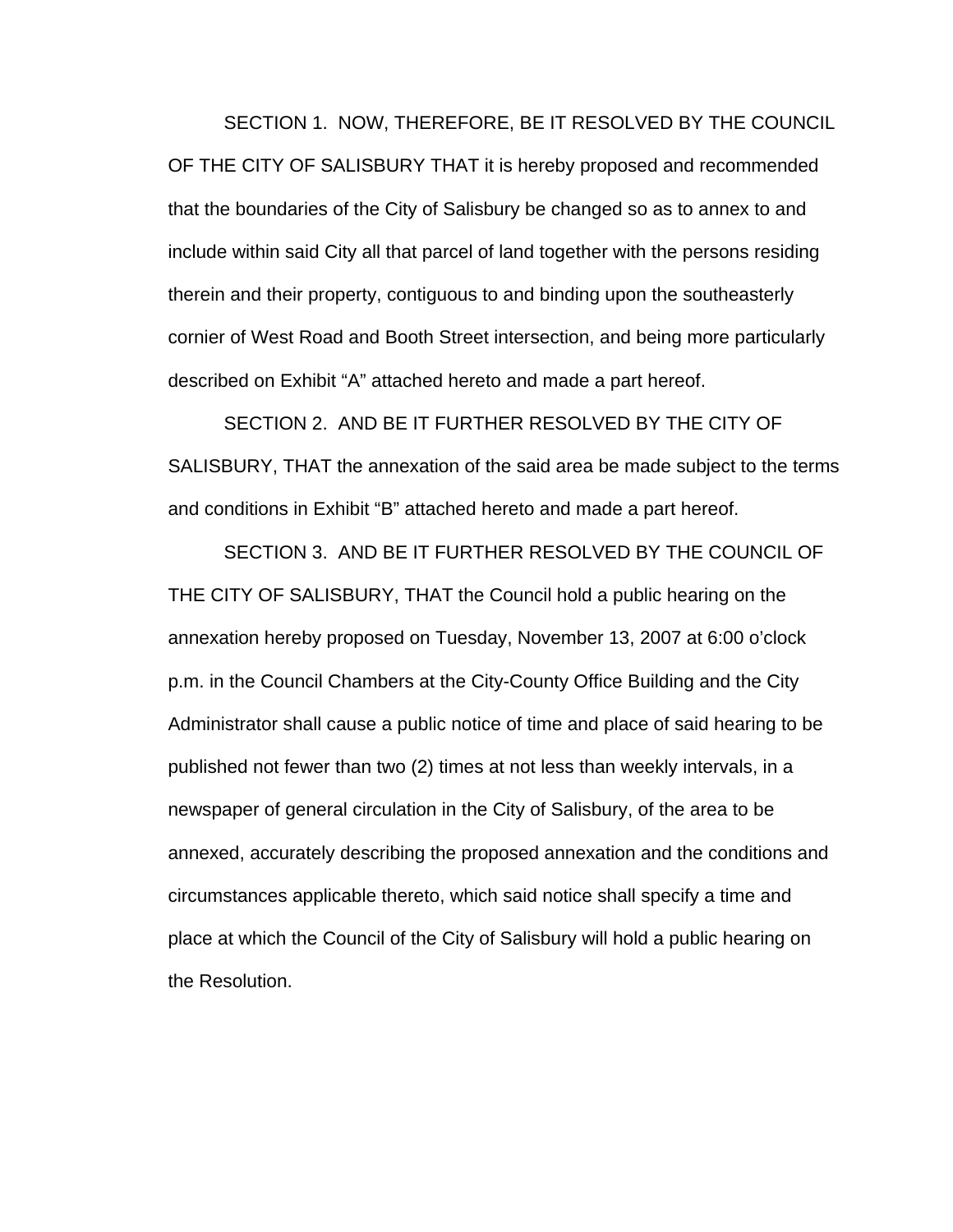SECTION 1. NOW, THEREFORE, BE IT RESOLVED BY THE COUNCIL OF THE CITY OF SALISBURY THAT it is hereby proposed and recommended that the boundaries of the City of Salisbury be changed so as to annex to and include within said City all that parcel of land together with the persons residing therein and their property, contiguous to and binding upon the southeasterly cornier of West Road and Booth Street intersection, and being more particularly described on Exhibit "A" attached hereto and made a part hereof.

SECTION 2. AND BE IT FURTHER RESOLVED BY THE CITY OF SALISBURY, THAT the annexation of the said area be made subject to the terms and conditions in Exhibit "B" attached hereto and made a part hereof.

SECTION 3. AND BE IT FURTHER RESOLVED BY THE COUNCIL OF THE CITY OF SALISBURY, THAT the Council hold a public hearing on the annexation hereby proposed on Tuesday, November 13, 2007 at 6:00 o'clock p.m. in the Council Chambers at the City-County Office Building and the City Administrator shall cause a public notice of time and place of said hearing to be published not fewer than two (2) times at not less than weekly intervals, in a newspaper of general circulation in the City of Salisbury, of the area to be annexed, accurately describing the proposed annexation and the conditions and circumstances applicable thereto, which said notice shall specify a time and place at which the Council of the City of Salisbury will hold a public hearing on the Resolution.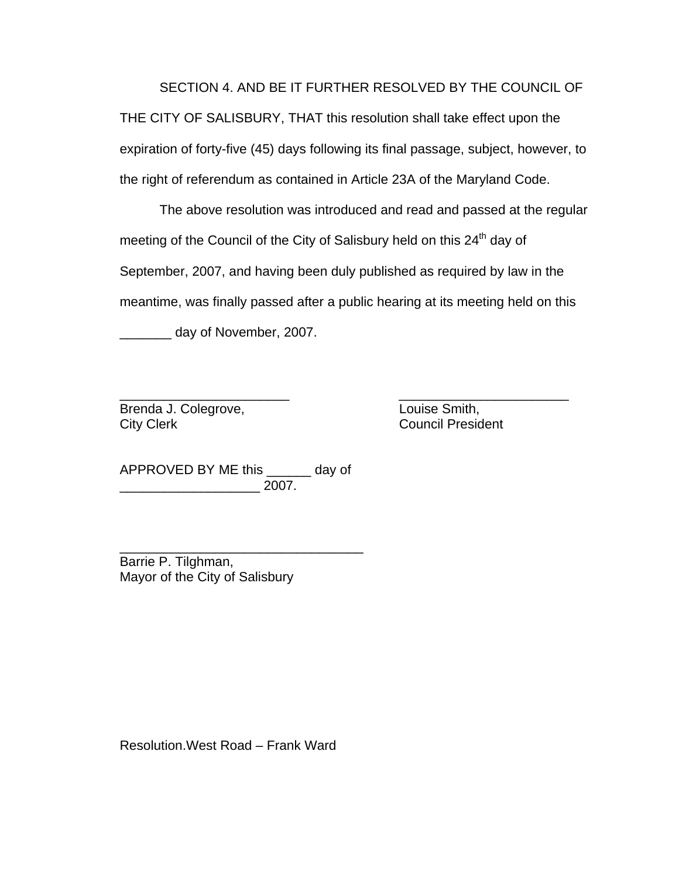SECTION 4. AND BE IT FURTHER RESOLVED BY THE COUNCIL OF THE CITY OF SALISBURY, THAT this resolution shall take effect upon the expiration of forty-five (45) days following its final passage, subject, however, to the right of referendum as contained in Article 23A of the Maryland Code.

The above resolution was introduced and read and passed at the regular meeting of the Council of the City of Salisbury held on this 24th day of September, 2007, and having been duly published as required by law in the meantime, was finally passed after a public hearing at its meeting held on this _______ day of November, 2007.

_______________________
Brenda J. Colegrove,
City Clerk

_______________________
Louise Smith,
Council President

APPROVED BY ME this ______ day of ___________________ 2007.

_________________________________
Barrie P. Tilghman,
Mayor of the City of Salisbury

Resolution.West Road – Frank Ward